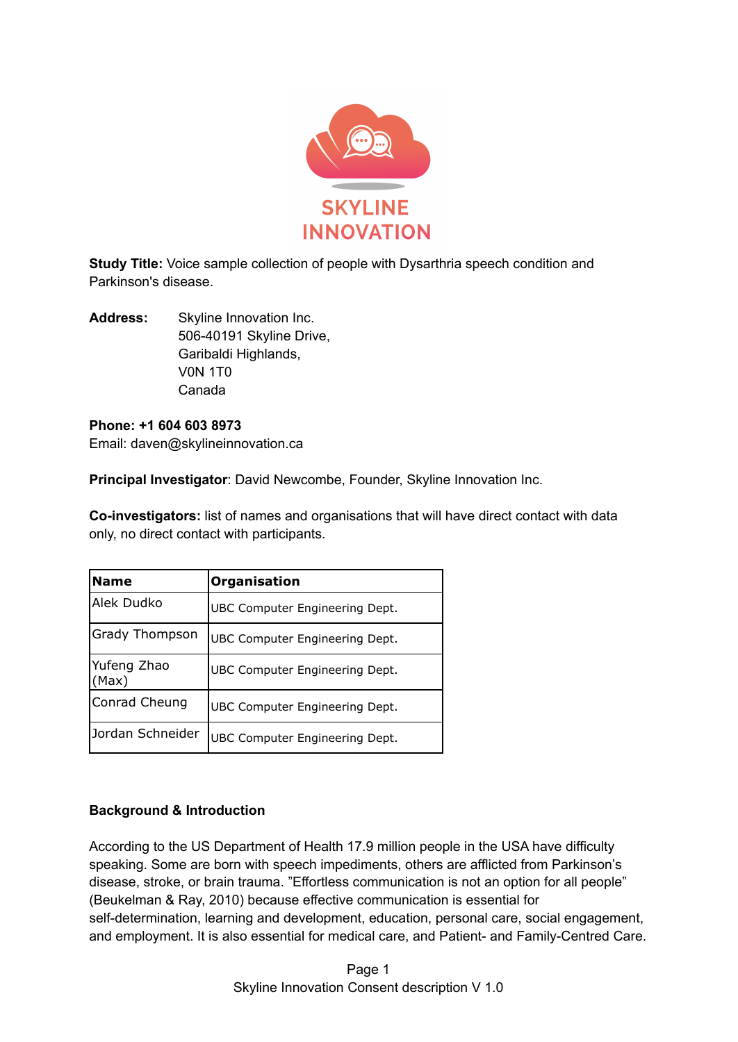SKYLINE INNOVATION

**Study Title:** Voice sample collection of people with Dysarthria speech condition and Parkinson's disease.

**Address:** Skyline Innovation Inc.
506-40191 Skyline Drive,
Garibaldi Highlands,
V0N 1T0
Canada

**Phone: +1 604 603 8973**
Email: daven@skylineinnovation.ca

**Principal Investigator**: David Newcombe, Founder, Skyline Innovation Inc.

**Co-investigators:** list of names and organisations that will have direct contact with data only, no direct contact with participants.

| Name | Organisation |
|---|---|
| Alek Dudko | UBC Computer Engineering Dept. |
| Grady Thompson | UBC Computer Engineering Dept. |
| Yufeng Zhao (Max) | UBC Computer Engineering Dept. |
| Conrad Cheung | UBC Computer Engineering Dept. |
| Jordan Schneider | UBC Computer Engineering Dept. |

**Background & Introduction**

According to the US Department of Health 17.9 million people in the USA have difficulty speaking. Some are born with speech impediments, others are afflicted from Parkinson's disease, stroke, or brain trauma. "Effortless communication is not an option for all people" (Beukelman & Ray, 2010) because effective communication is essential for self-determination, learning and development, education, personal care, social engagement, and employment. It is also essential for medical care, and Patient- and Family-Centred Care.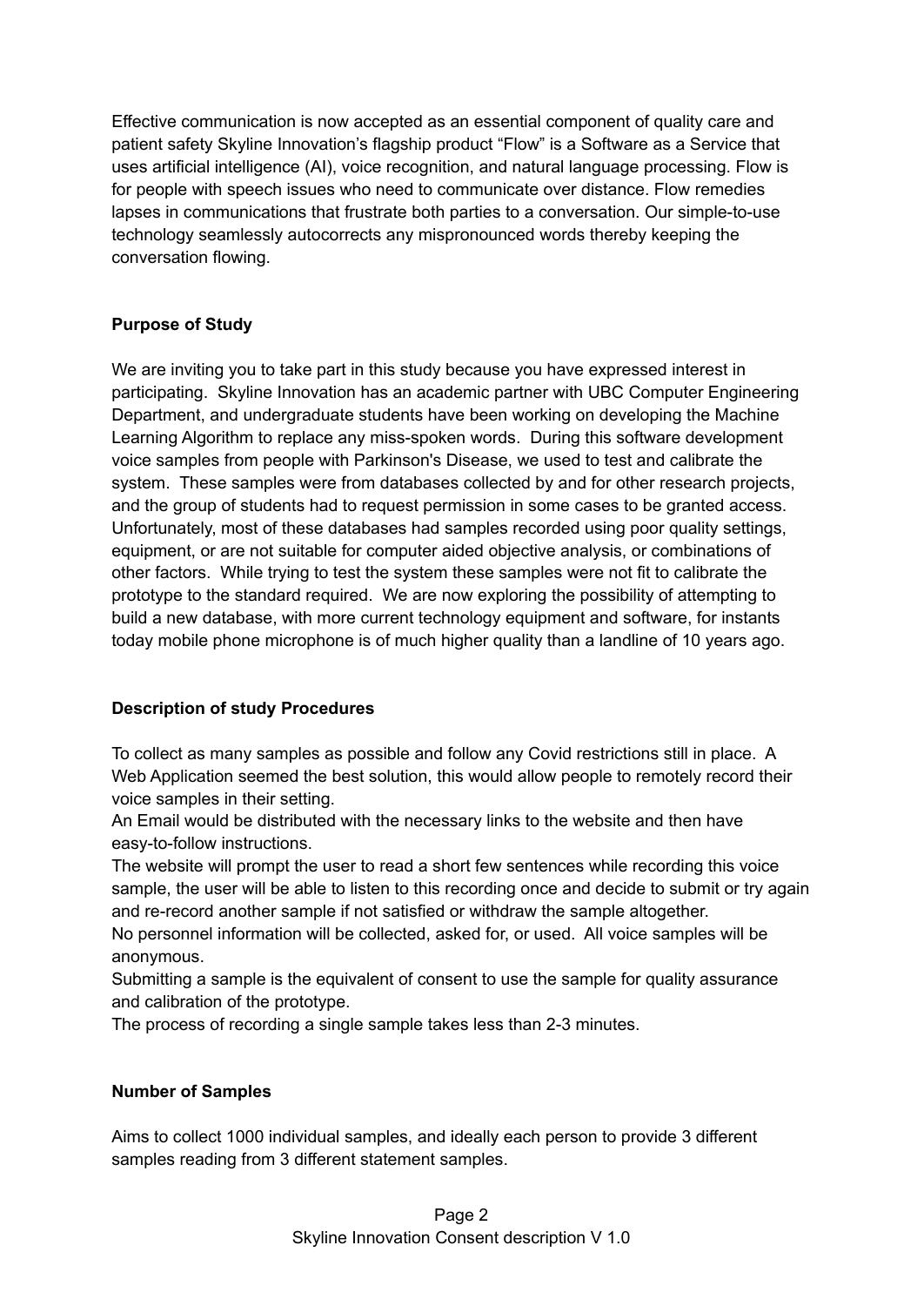Effective communication is now accepted as an essential component of quality care and patient safety Skyline Innovation's flagship product "Flow" is a Software as a Service that uses artificial intelligence (AI), voice recognition, and natural language processing. Flow is for people with speech issues who need to communicate over distance. Flow remedies lapses in communications that frustrate both parties to a conversation. Our simple-to-use technology seamlessly autocorrects any mispronounced words thereby keeping the conversation flowing.

**Purpose of Study**

We are inviting you to take part in this study because you have expressed interest in participating. Skyline Innovation has an academic partner with UBC Computer Engineering Department, and undergraduate students have been working on developing the Machine Learning Algorithm to replace any miss-spoken words. During this software development voice samples from people with Parkinson's Disease, we used to test and calibrate the system. These samples were from databases collected by and for other research projects, and the group of students had to request permission in some cases to be granted access. Unfortunately, most of these databases had samples recorded using poor quality settings, equipment, or are not suitable for computer aided objective analysis, or combinations of other factors. While trying to test the system these samples were not fit to calibrate the prototype to the standard required. We are now exploring the possibility of attempting to build a new database, with more current technology equipment and software, for instants today mobile phone microphone is of much higher quality than a landline of 10 years ago.

**Description of study Procedures**

To collect as many samples as possible and follow any Covid restrictions still in place. A Web Application seemed the best solution, this would allow people to remotely record their voice samples in their setting.
An Email would be distributed with the necessary links to the website and then have easy-to-follow instructions.
The website will prompt the user to read a short few sentences while recording this voice sample, the user will be able to listen to this recording once and decide to submit or try again and re-record another sample if not satisfied or withdraw the sample altogether.
No personnel information will be collected, asked for, or used. All voice samples will be anonymous.
Submitting a sample is the equivalent of consent to use the sample for quality assurance and calibration of the prototype.
The process of recording a single sample takes less than 2-3 minutes.

**Number of Samples**

Aims to collect 1000 individual samples, and ideally each person to provide 3 different samples reading from 3 different statement samples.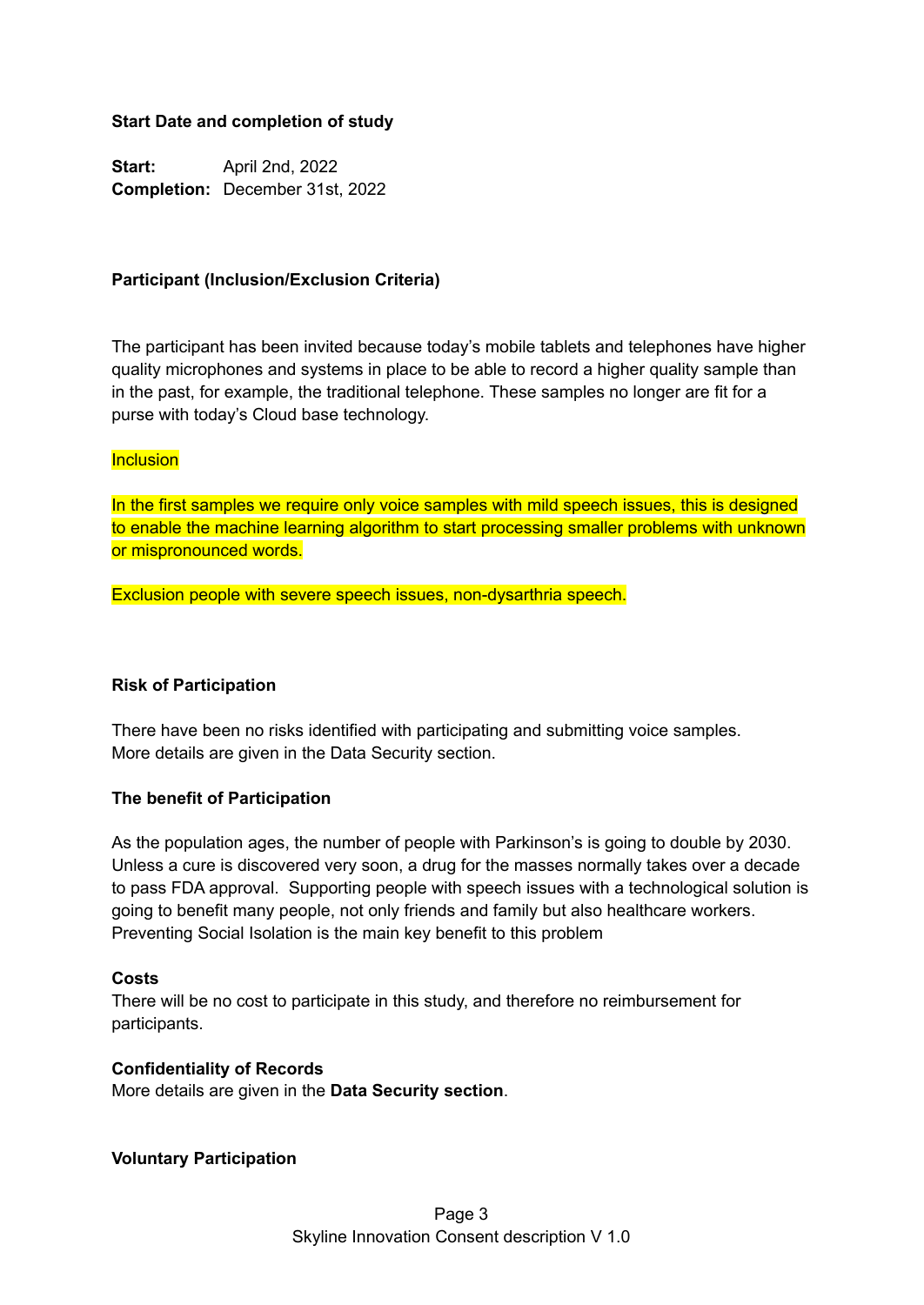**Start Date and completion of study**

**Start:** April 2nd, 2022
**Completion:** December 31st, 2022

**Participant (Inclusion/Exclusion Criteria)**

The participant has been invited because today's mobile tablets and telephones have higher quality microphones and systems in place to be able to record a higher quality sample than in the past, for example, the traditional telephone. These samples no longer are fit for a purse with today's Cloud base technology.

Inclusion

In the first samples we require only voice samples with mild speech issues, this is designed to enable the machine learning algorithm to start processing smaller problems with unknown or mispronounced words.

Exclusion people with severe speech issues, non-dysarthria speech.

**Risk of Participation**

There have been no risks identified with participating and submitting voice samples. More details are given in the Data Security section.

**The benefit of Participation**

As the population ages, the number of people with Parkinson's is going to double by 2030. Unless a cure is discovered very soon, a drug for the masses normally takes over a decade to pass FDA approval. Supporting people with speech issues with a technological solution is going to benefit many people, not only friends and family but also healthcare workers. Preventing Social Isolation is the main key benefit to this problem

**Costs**
There will be no cost to participate in this study, and therefore no reimbursement for participants.

**Confidentiality of Records**
More details are given in the **Data Security section**.

**Voluntary Participation**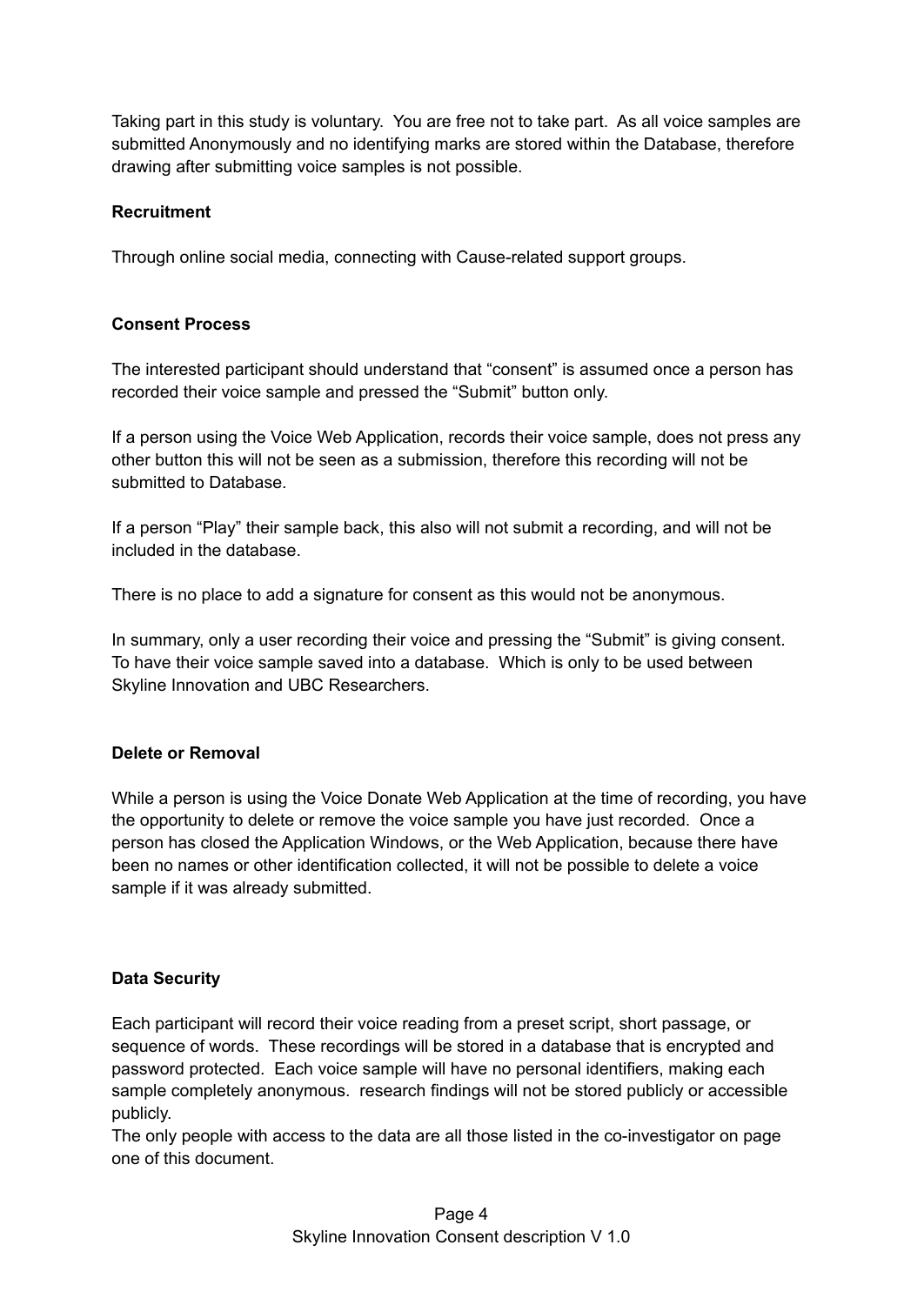Taking part in this study is voluntary. You are free not to take part. As all voice samples are submitted Anonymously and no identifying marks are stored within the Database, therefore drawing after submitting voice samples is not possible.

**Recruitment**

Through online social media, connecting with Cause-related support groups.

**Consent Process**

The interested participant should understand that "consent" is assumed once a person has recorded their voice sample and pressed the "Submit" button only.

If a person using the Voice Web Application, records their voice sample, does not press any other button this will not be seen as a submission, therefore this recording will not be submitted to Database.

If a person "Play" their sample back, this also will not submit a recording, and will not be included in the database.

There is no place to add a signature for consent as this would not be anonymous.

In summary, only a user recording their voice and pressing the "Submit" is giving consent. To have their voice sample saved into a database. Which is only to be used between Skyline Innovation and UBC Researchers.

**Delete or Removal**

While a person is using the Voice Donate Web Application at the time of recording, you have the opportunity to delete or remove the voice sample you have just recorded. Once a person has closed the Application Windows, or the Web Application, because there have been no names or other identification collected, it will not be possible to delete a voice sample if it was already submitted.

**Data Security**

Each participant will record their voice reading from a preset script, short passage, or sequence of words. These recordings will be stored in a database that is encrypted and password protected. Each voice sample will have no personal identifiers, making each sample completely anonymous. research findings will not be stored publicly or accessible publicly.
The only people with access to the data are all those listed in the co-investigator on page one of this document.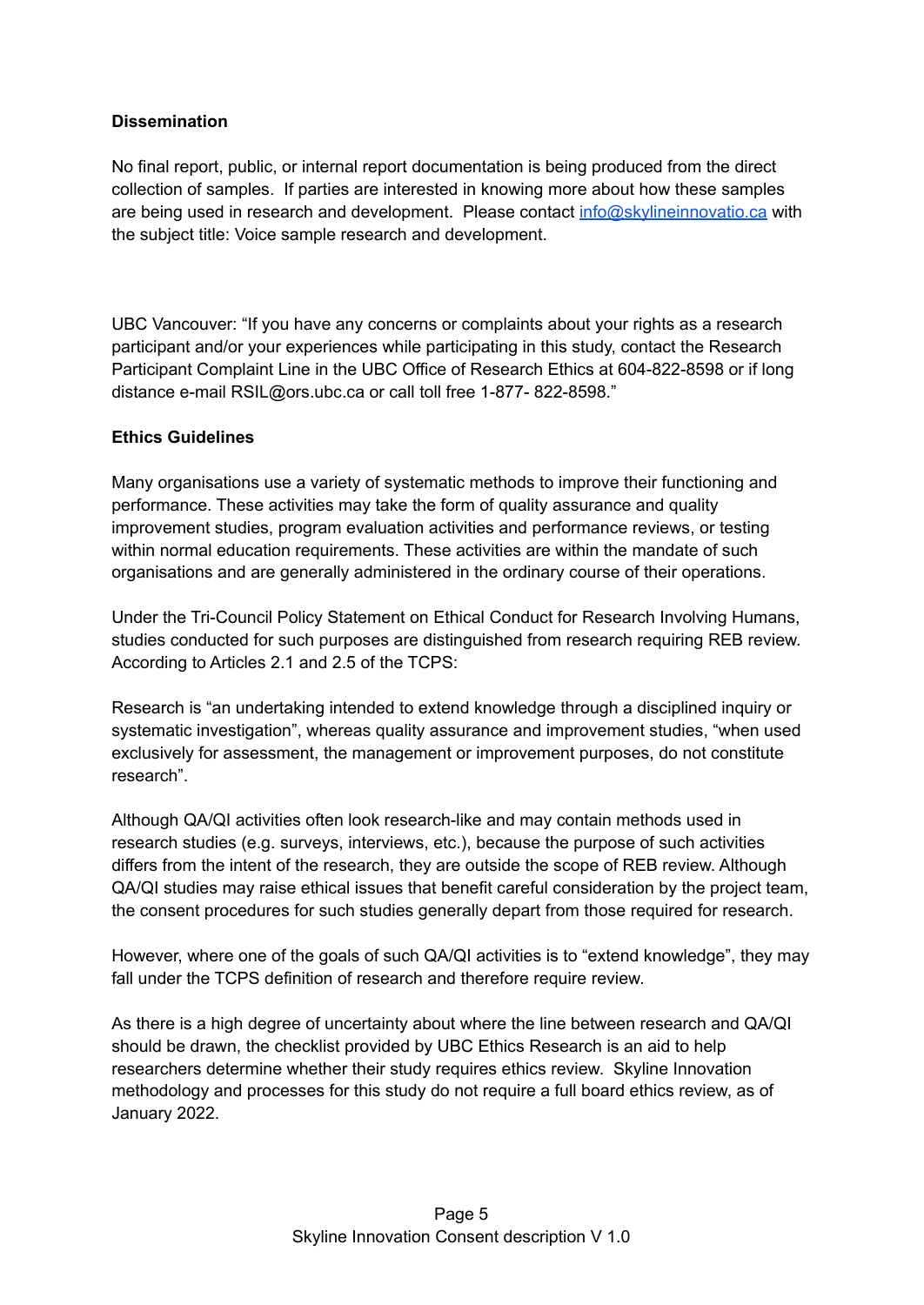**Dissemination**

No final report, public, or internal report documentation is being produced from the direct collection of samples. If parties are interested in knowing more about how these samples are being used in research and development. Please contact info@skylineinnovatio.ca with the subject title: Voice sample research and development.

UBC Vancouver: "If you have any concerns or complaints about your rights as a research participant and/or your experiences while participating in this study, contact the Research Participant Complaint Line in the UBC Office of Research Ethics at 604-822-8598 or if long distance e-mail RSIL@ors.ubc.ca or call toll free 1-877- 822-8598."

**Ethics Guidelines**

Many organisations use a variety of systematic methods to improve their functioning and performance. These activities may take the form of quality assurance and quality improvement studies, program evaluation activities and performance reviews, or testing within normal education requirements. These activities are within the mandate of such organisations and are generally administered in the ordinary course of their operations.

Under the Tri-Council Policy Statement on Ethical Conduct for Research Involving Humans, studies conducted for such purposes are distinguished from research requiring REB review. According to Articles 2.1 and 2.5 of the TCPS:

Research is "an undertaking intended to extend knowledge through a disciplined inquiry or systematic investigation", whereas quality assurance and improvement studies, "when used exclusively for assessment, the management or improvement purposes, do not constitute research".

Although QA/QI activities often look research-like and may contain methods used in research studies (e.g. surveys, interviews, etc.), because the purpose of such activities differs from the intent of the research, they are outside the scope of REB review. Although QA/QI studies may raise ethical issues that benefit careful consideration by the project team, the consent procedures for such studies generally depart from those required for research.

However, where one of the goals of such QA/QI activities is to "extend knowledge", they may fall under the TCPS definition of research and therefore require review.

As there is a high degree of uncertainty about where the line between research and QA/QI should be drawn, the checklist provided by UBC Ethics Research is an aid to help researchers determine whether their study requires ethics review. Skyline Innovation methodology and processes for this study do not require a full board ethics review, as of January 2022.